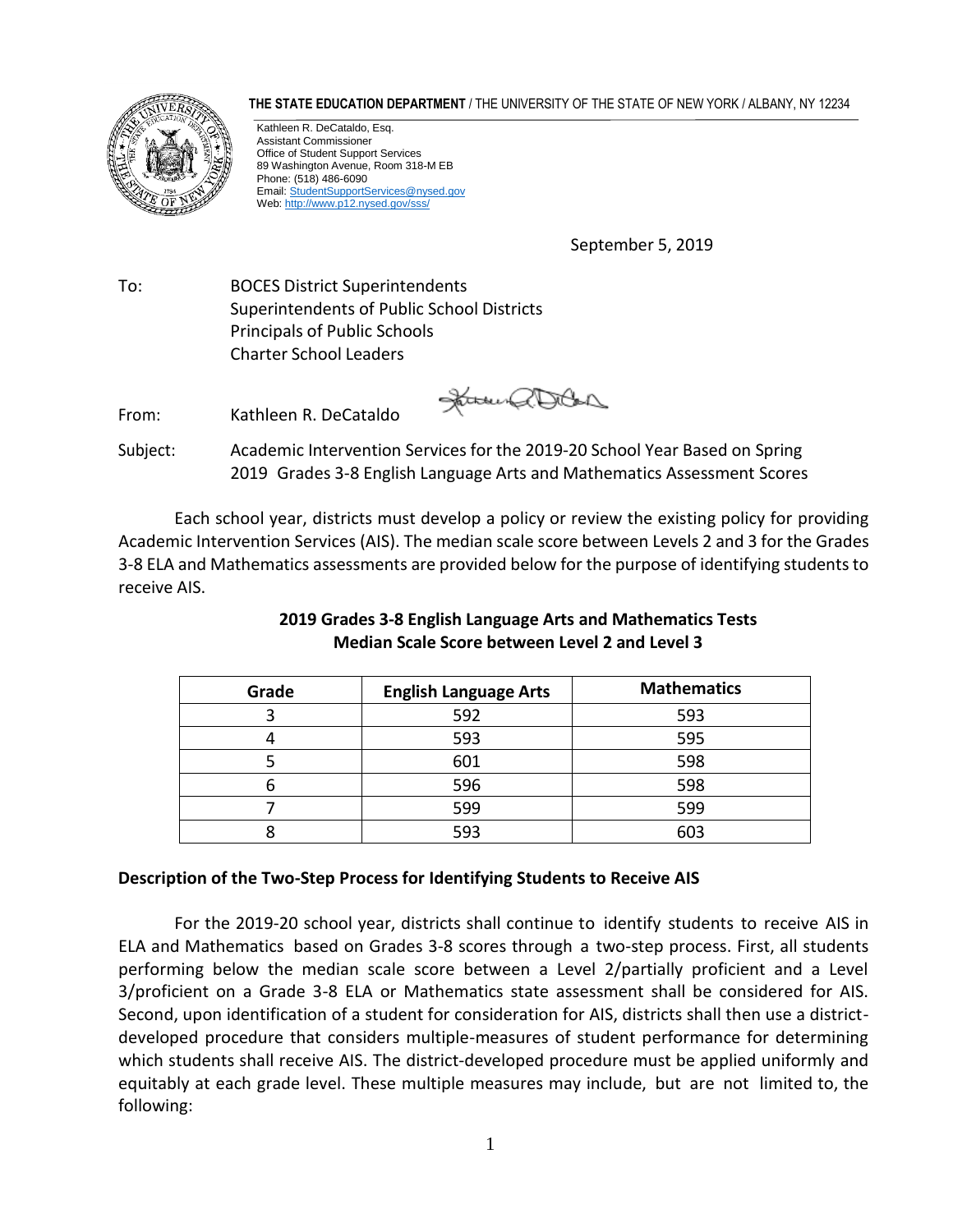**THE STATE EDUCATION DEPARTMENT** / THE UNIVERSITY OF THE STATE OF NEW YORK / ALBANY, NY 12234

Kathleen R. DeCataldo, Esq.
Assistant Commissioner
Office of Student Support Services
89 Washington Avenue, Room 318-M EB
Phone: (518) 486-6090
Email: StudentSupportServices@nysed.gov
Web: http://www.p12.nysed.gov/sss/

September 5, 2019

To: BOCES District Superintendents
Superintendents of Public School Districts
Principals of Public Schools
Charter School Leaders

From: Kathleen R. DeCataldo

Subject: Academic Intervention Services for the 2019-20 School Year Based on Spring 2019 Grades 3-8 English Language Arts and Mathematics Assessment Scores

Each school year, districts must develop a policy or review the existing policy for providing Academic Intervention Services (AIS). The median scale score between Levels 2 and 3 for the Grades 3-8 ELA and Mathematics assessments are provided below for the purpose of identifying students to receive AIS.

**2019 Grades 3-8 English Language Arts and Mathematics Tests**
**Median Scale Score between Level 2 and Level 3**

| Grade | English Language Arts | Mathematics |
|---|---|---|
| 3 | 592 | 593 |
| 4 | 593 | 595 |
| 5 | 601 | 598 |
| 6 | 596 | 598 |
| 7 | 599 | 599 |
| 8 | 593 | 603 |

**Description of the Two-Step Process for Identifying Students to Receive AIS**

For the 2019-20 school year, districts shall continue to identify students to receive AIS in ELA and Mathematics based on Grades 3-8 scores through a two-step process. First, all students performing below the median scale score between a Level 2/partially proficient and a Level 3/proficient on a Grade 3-8 ELA or Mathematics state assessment shall be considered for AIS. Second, upon identification of a student for consideration for AIS, districts shall then use a district-developed procedure that considers multiple-measures of student performance for determining which students shall receive AIS. The district-developed procedure must be applied uniformly and equitably at each grade level. These multiple measures may include, but are not limited to, the following: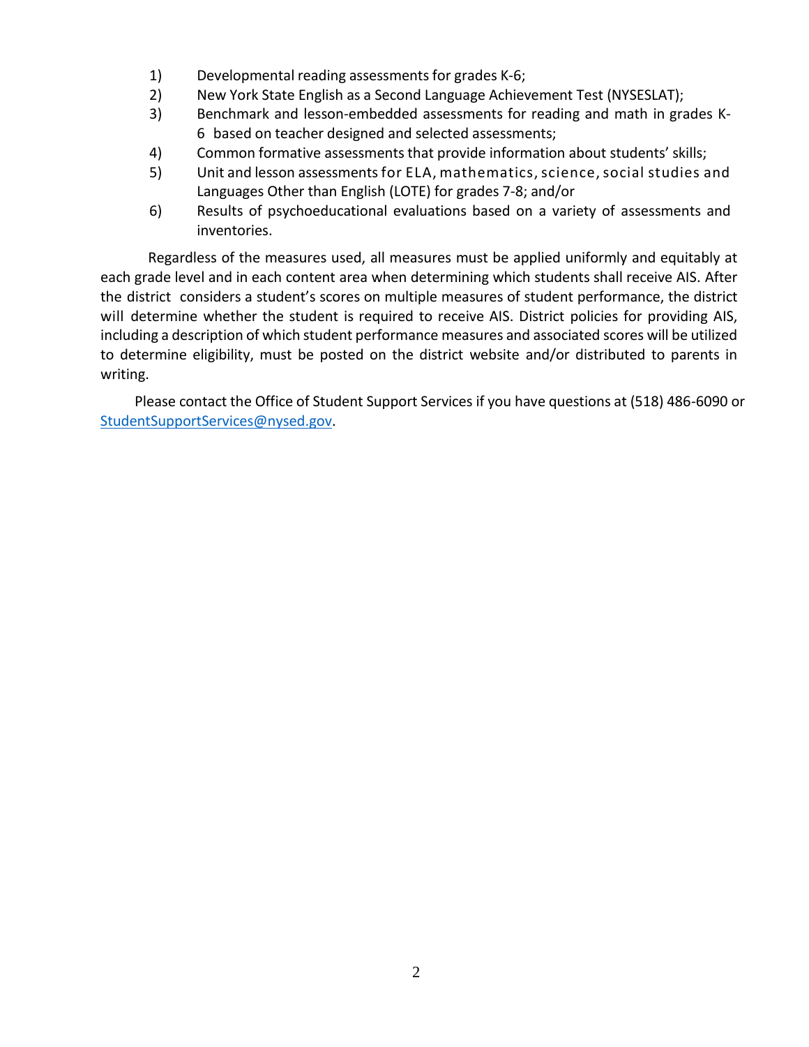1) Developmental reading assessments for grades K-6;
2) New York State English as a Second Language Achievement Test (NYSESLAT);
3) Benchmark and lesson-embedded assessments for reading and math in grades K-6 based on teacher designed and selected assessments;
4) Common formative assessments that provide information about students' skills;
5) Unit and lesson assessments for ELA, mathematics, science, social studies and Languages Other than English (LOTE) for grades 7-8; and/or
6) Results of psychoeducational evaluations based on a variety of assessments and inventories.

Regardless of the measures used, all measures must be applied uniformly and equitably at each grade level and in each content area when determining which students shall receive AIS. After the district considers a student's scores on multiple measures of student performance, the district will determine whether the student is required to receive AIS. District policies for providing AIS, including a description of which student performance measures and associated scores will be utilized to determine eligibility, must be posted on the district website and/or distributed to parents in writing.

Please contact the Office of Student Support Services if you have questions at (518) 486-6090 or StudentSupportServices@nysed.gov.